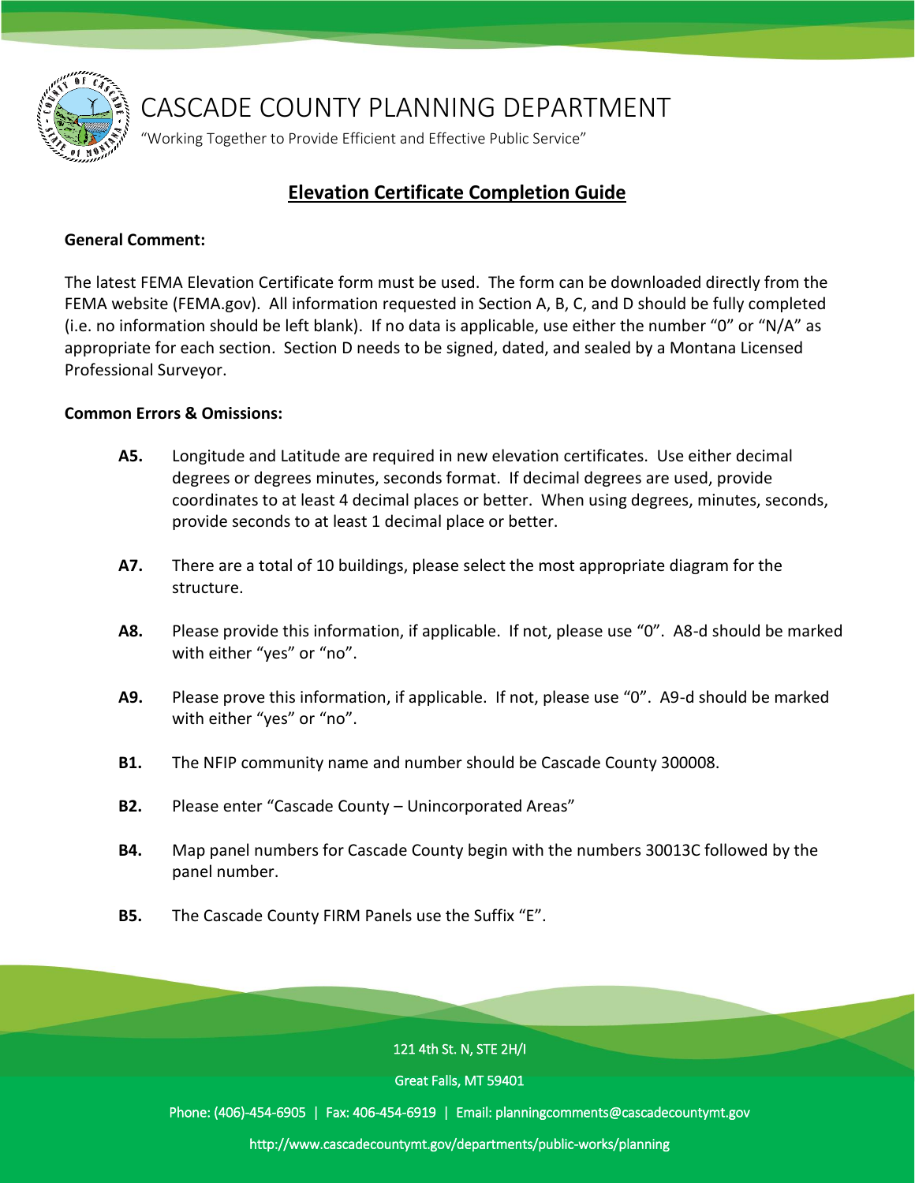# CASCADE COUNTY PLANNING DEPARTMENT

"Working Together to Provide Efficient and Effective Public Service"

## Elevation Certificate Completion Guide

**General Comment:**

The latest FEMA Elevation Certificate form must be used. The form can be downloaded directly from the FEMA website (FEMA.gov). All information requested in Section A, B, C, and D should be fully completed (i.e. no information should be left blank). If no data is applicable, use either the number "0" or "N/A" as appropriate for each section. Section D needs to be signed, dated, and sealed by a Montana Licensed Professional Surveyor.

**Common Errors & Omissions:**

**A5.** Longitude and Latitude are required in new elevation certificates. Use either decimal degrees or degrees minutes, seconds format. If decimal degrees are used, provide coordinates to at least 4 decimal places or better. When using degrees, minutes, seconds, provide seconds to at least 1 decimal place or better.

**A7.** There are a total of 10 buildings, please select the most appropriate diagram for the structure.

**A8.** Please provide this information, if applicable. If not, please use "0". A8-d should be marked with either "yes" or "no".

**A9.** Please prove this information, if applicable. If not, please use "0". A9-d should be marked with either "yes" or "no".

**B1.** The NFIP community name and number should be Cascade County 300008.

**B2.** Please enter "Cascade County – Unincorporated Areas"

**B4.** Map panel numbers for Cascade County begin with the numbers 30013C followed by the panel number.

**B5.** The Cascade County FIRM Panels use the Suffix "E".

121 4th St. N, STE 2H/I

Great Falls, MT 59401

Phone: (406)-454-6905 | Fax: 406-454-6919 | Email: planningcomments@cascadecountymt.gov

http://www.cascadecountymt.gov/departments/public-works/planning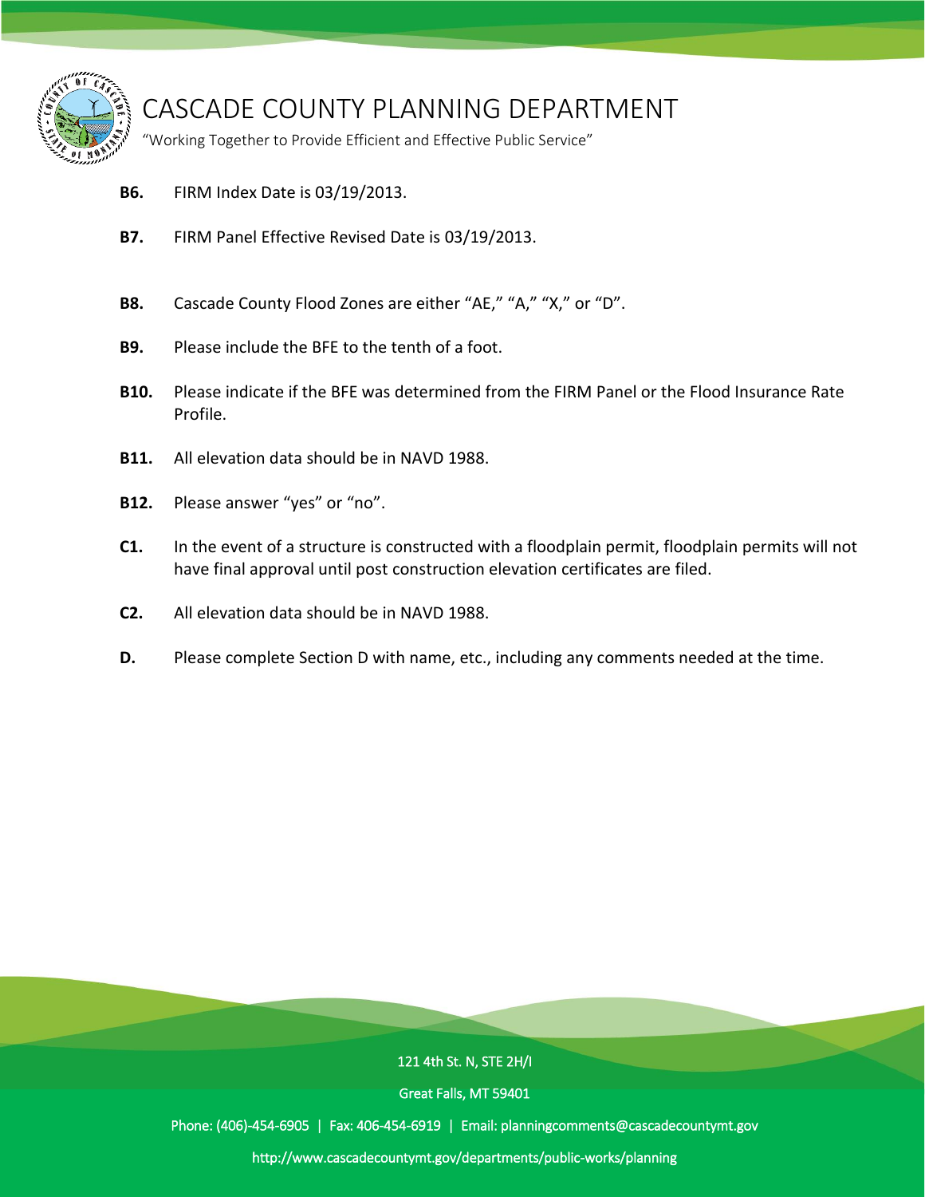**B6.** FIRM Index Date is 03/19/2013.

**B7.** FIRM Panel Effective Revised Date is 03/19/2013.

**B8.** Cascade County Flood Zones are either "AE," "A," "X," or "D".

**B9.** Please include the BFE to the tenth of a foot.

**B10.** Please indicate if the BFE was determined from the FIRM Panel or the Flood Insurance Rate Profile.

**B11.** All elevation data should be in NAVD 1988.

**B12.** Please answer "yes" or "no".

**C1.** In the event of a structure is constructed with a floodplain permit, floodplain permits will not have final approval until post construction elevation certificates are filed.

**C2.** All elevation data should be in NAVD 1988.

**D.** Please complete Section D with name, etc., including any comments needed at the time.